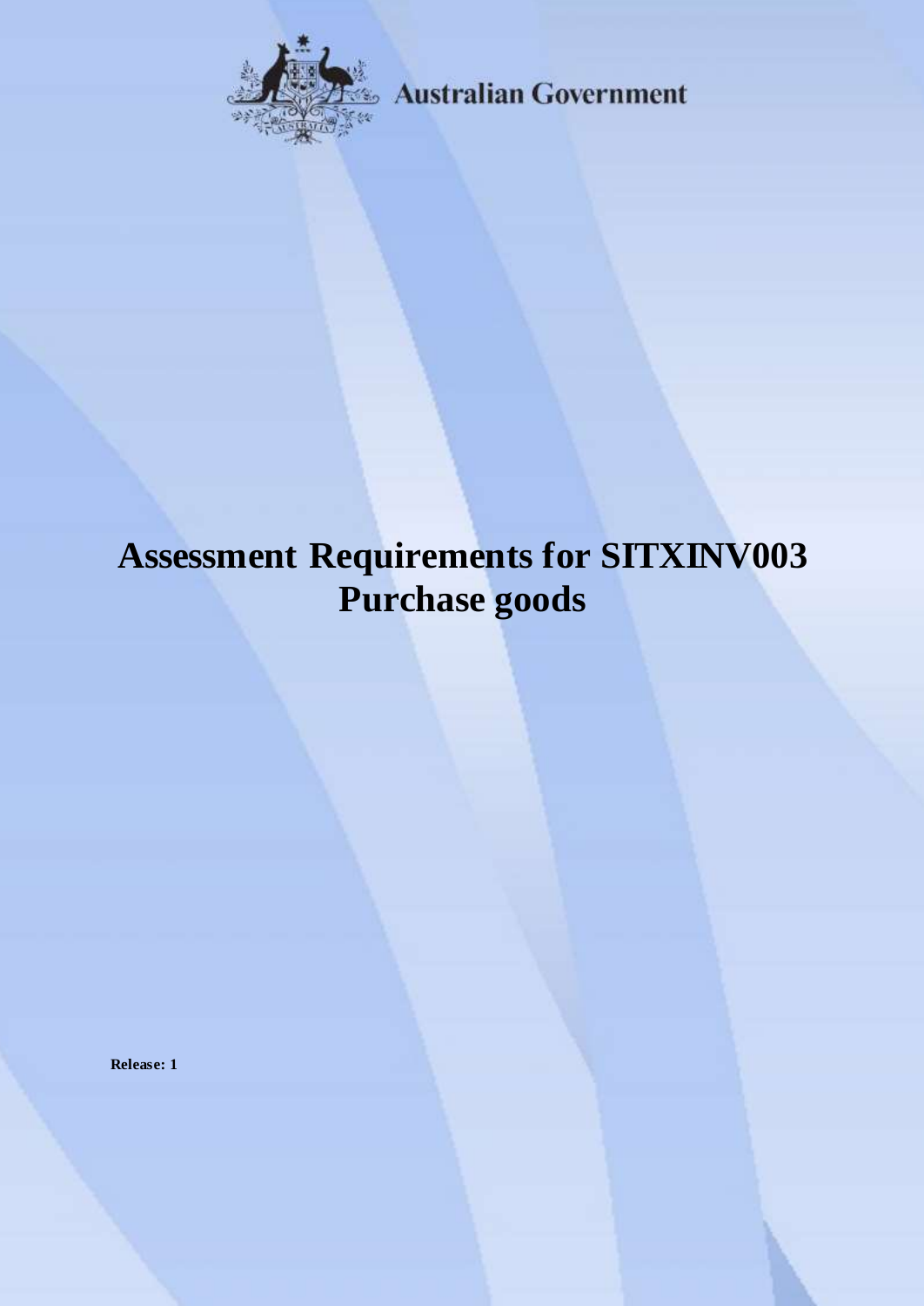Australian Government

# Assessment Requirements for SITXINV003 Purchase goods

**Release: 1**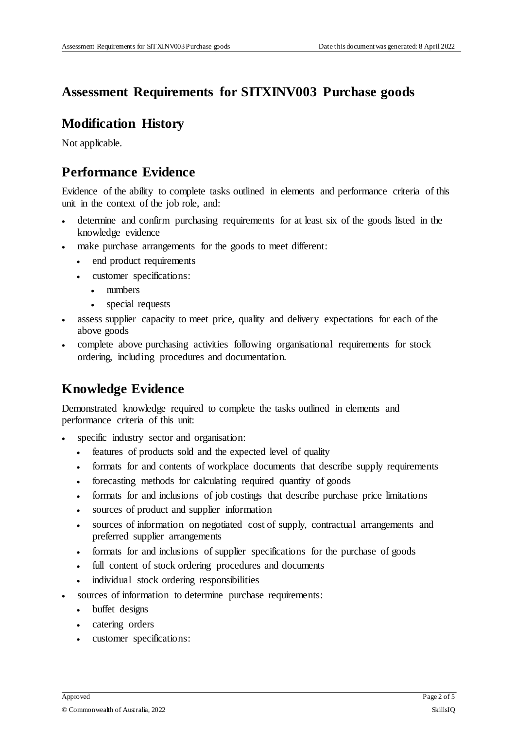# Assessment Requirements for SITXINV003 Purchase goods

## Modification History

Not applicable.

## Performance Evidence

Evidence of the ability to complete tasks outlined in elements and performance criteria of this unit in the context of the job role, and:

- determine and confirm purchasing requirements for at least six of the goods listed in the knowledge evidence
- make purchase arrangements for the goods to meet different:
  - end product requirements
  - customer specifications:
    - numbers
    - special requests
- assess supplier capacity to meet price, quality and delivery expectations for each of the above goods
- complete above purchasing activities following organisational requirements for stock ordering, including procedures and documentation.

## Knowledge Evidence

Demonstrated knowledge required to complete the tasks outlined in elements and performance criteria of this unit:

- specific industry sector and organisation:
  - features of products sold and the expected level of quality
  - formats for and contents of workplace documents that describe supply requirements
  - forecasting methods for calculating required quantity of goods
  - formats for and inclusions of job costings that describe purchase price limitations
  - sources of product and supplier information
  - sources of information on negotiated cost of supply, contractual arrangements and preferred supplier arrangements
  - formats for and inclusions of supplier specifications for the purchase of goods
  - full content of stock ordering procedures and documents
  - individual stock ordering responsibilities
- sources of information to determine purchase requirements:
  - buffet designs
  - catering orders
  - customer specifications: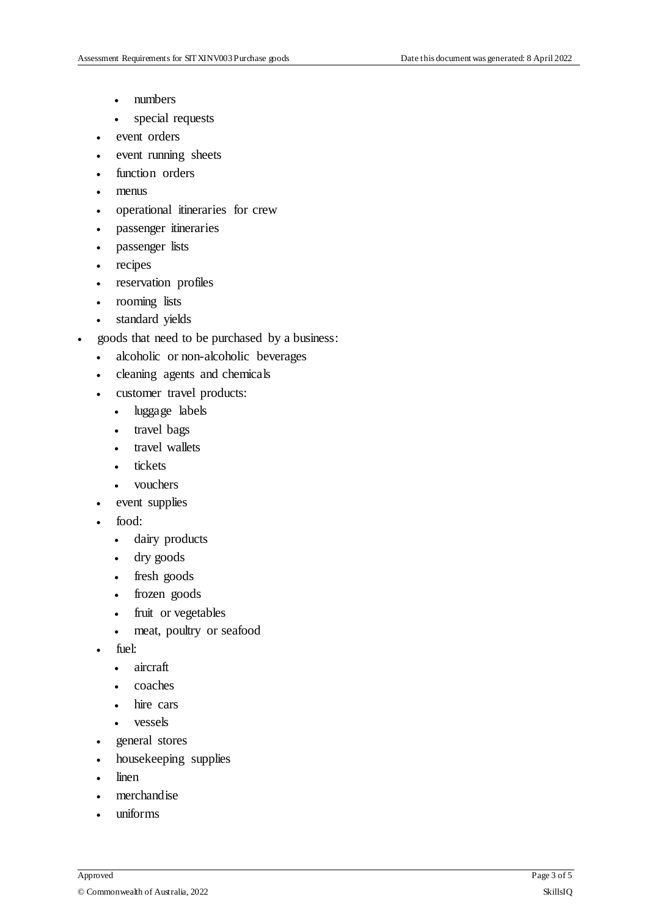- numbers
    - special requests
  - event orders
  - event running sheets
  - function orders
  - menus
  - operational itineraries for crew
  - passenger itineraries
  - passenger lists
  - recipes
  - reservation profiles
  - rooming lists
  - standard yields
- goods that need to be purchased by a business:
  - alcoholic or non-alcoholic beverages
  - cleaning agents and chemicals
  - customer travel products:
    - luggage labels
    - travel bags
    - travel wallets
    - tickets
    - vouchers
  - event supplies
  - food:
    - dairy products
    - dry goods
    - fresh goods
    - frozen goods
    - fruit or vegetables
    - meat, poultry or seafood
  - fuel:
    - aircraft
    - coaches
    - hire cars
    - vessels
  - general stores
  - housekeeping supplies
  - linen
  - merchandise
  - uniforms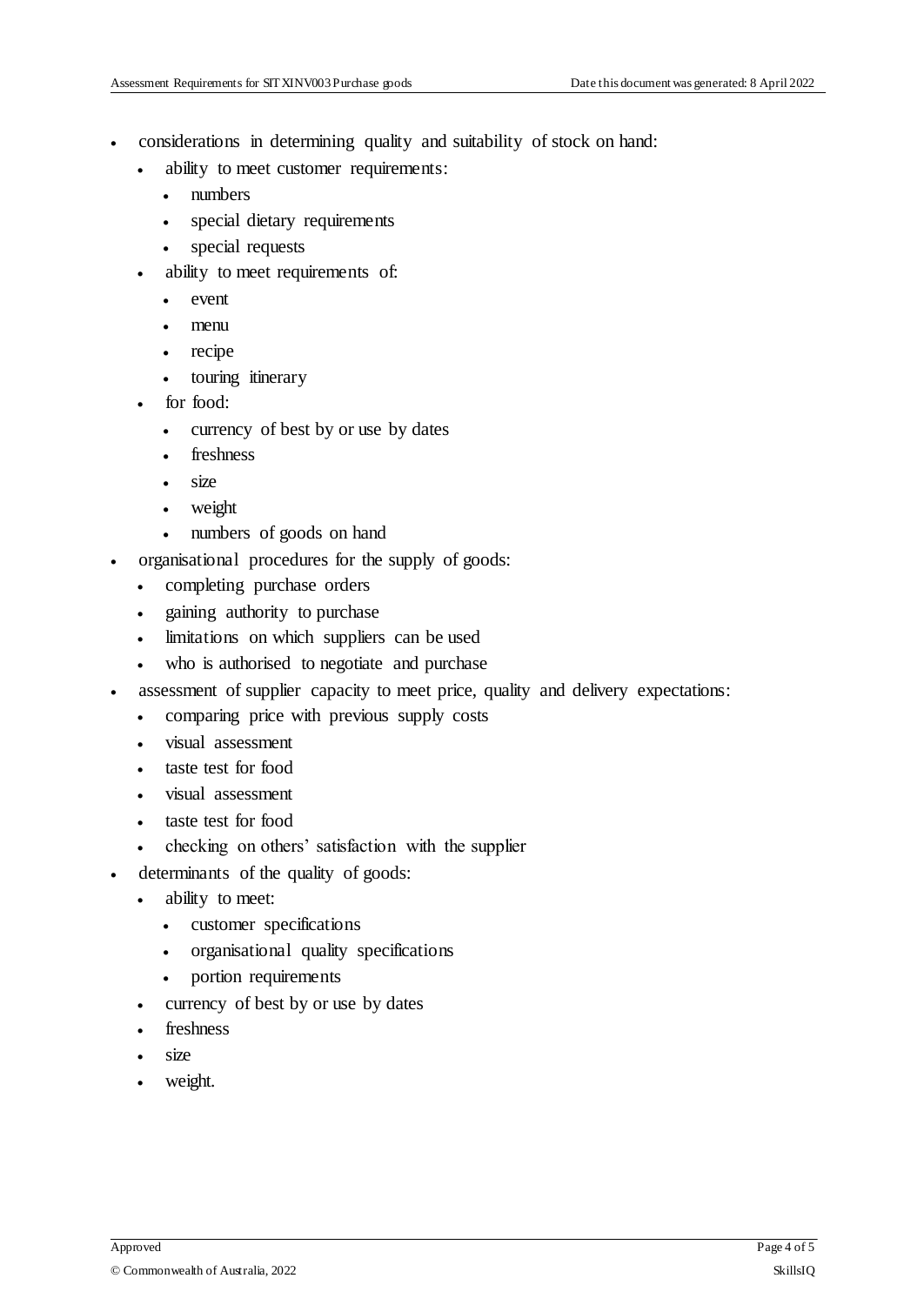- considerations in determining quality and suitability of stock on hand:
  - ability to meet customer requirements:
    - numbers
    - special dietary requirements
    - special requests
  - ability to meet requirements of:
    - event
    - menu
    - recipe
    - touring itinerary
  - for food:
    - currency of best by or use by dates
    - freshness
    - size
    - weight
    - numbers of goods on hand
- organisational procedures for the supply of goods:
  - completing purchase orders
  - gaining authority to purchase
  - limitations on which suppliers can be used
  - who is authorised to negotiate and purchase
- assessment of supplier capacity to meet price, quality and delivery expectations:
  - comparing price with previous supply costs
  - visual assessment
  - taste test for food
  - visual assessment
  - taste test for food
  - checking on others' satisfaction with the supplier
- determinants of the quality of goods:
  - ability to meet:
    - customer specifications
    - organisational quality specifications
    - portion requirements
  - currency of best by or use by dates
  - freshness
  - size
  - weight.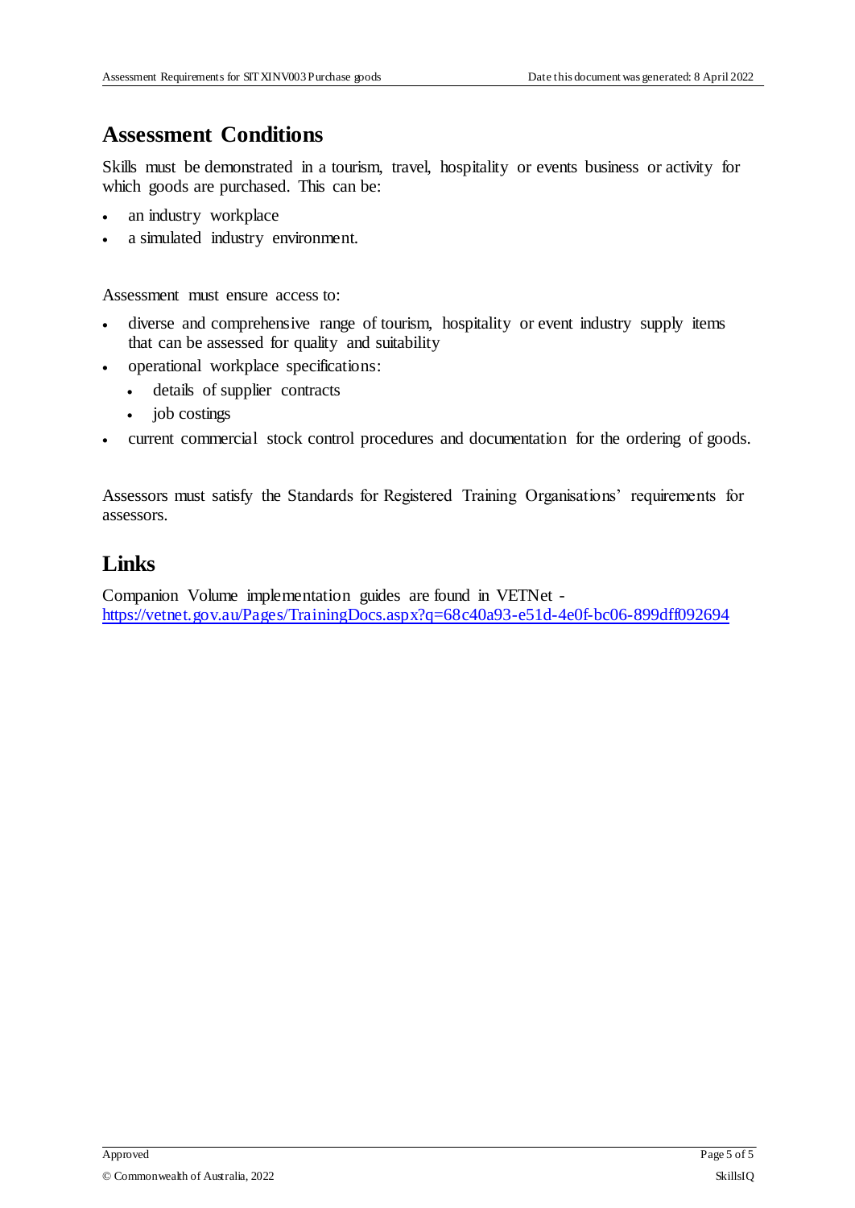## Assessment Conditions

Skills must be demonstrated in a tourism, travel, hospitality or events business or activity for which goods are purchased. This can be:

- an industry workplace
- a simulated industry environment.

Assessment must ensure access to:

- diverse and comprehensive range of tourism, hospitality or event industry supply items that can be assessed for quality and suitability
- operational workplace specifications:
  - details of supplier contracts
  - job costings
- current commercial stock control procedures and documentation for the ordering of goods.

Assessors must satisfy the Standards for Registered Training Organisations' requirements for assessors.

## Links

Companion Volume implementation guides are found in VETNet - [https://vetnet.gov.au/Pages/TrainingDocs.aspx?q=68c40a93-e51d-4e0f-bc06-899dff092694](https://vetnet.gov.au/Pages/TrainingDocs.aspx?q=68c40a93-e51d-4e0f-bc06-899dff092694)